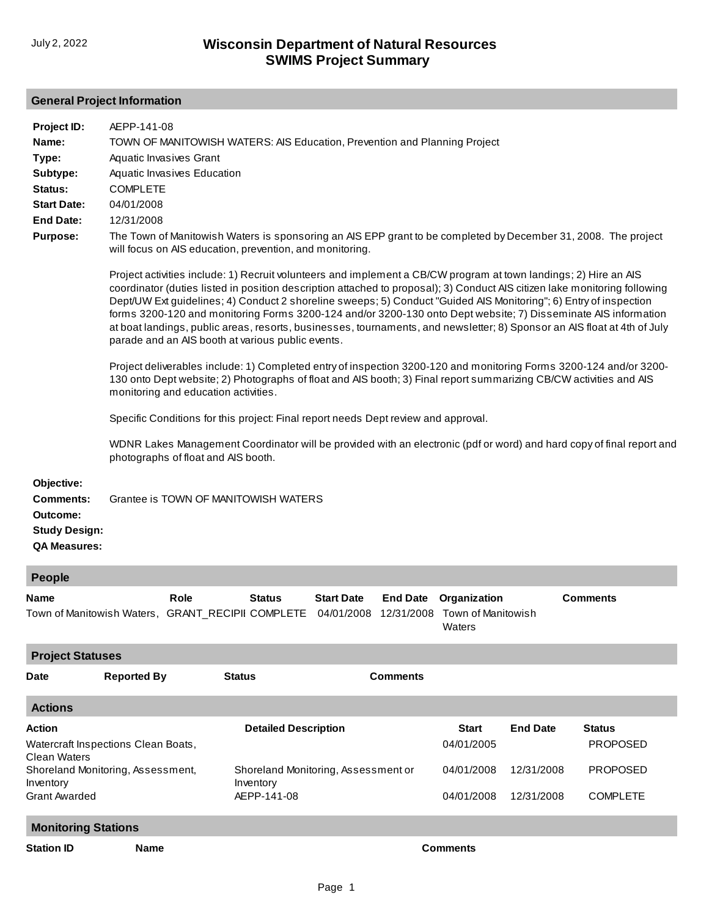July 2, 2022

# Wisconsin Department of Natural Resources
# SWIMS Project Summary

## General Project Information

**Project ID:** AEPP-141-08

**Name:** TOWN OF MANITOWISH WATERS: AIS Education, Prevention and Planning Project

**Type:** Aquatic Invasives Grant

**Subtype:** Aquatic Invasives Education

**Status:** COMPLETE

**Start Date:** 04/01/2008

**End Date:** 12/31/2008

**Purpose:** The Town of Manitowish Waters is sponsoring an AIS EPP grant to be completed by December 31, 2008. The project will focus on AIS education, prevention, and monitoring.

Project activities include: 1) Recruit volunteers and implement a CB/CW program at town landings; 2) Hire an AIS coordinator (duties listed in position description attached to proposal); 3) Conduct AIS citizen lake monitoring following Dept/UW Ext guidelines; 4) Conduct 2 shoreline sweeps; 5) Conduct "Guided AIS Monitoring"; 6) Entry of inspection forms 3200-120 and monitoring Forms 3200-124 and/or 3200-130 onto Dept website; 7) Disseminate AIS information at boat landings, public areas, resorts, businesses, tournaments, and newsletter; 8) Sponsor an AIS float at 4th of July parade and an AIS booth at various public events.

Project deliverables include: 1) Completed entry of inspection 3200-120 and monitoring Forms 3200-124 and/or 3200-130 onto Dept website; 2) Photographs of float and AIS booth; 3) Final report summarizing CB/CW activities and AIS monitoring and education activities.

Specific Conditions for this project: Final report needs Dept review and approval.

WDNR Lakes Management Coordinator will be provided with an electronic (pdf or word) and hard copy of final report and photographs of float and AIS booth.

**Objective:**

**Comments:** Grantee is TOWN OF MANITOWISH WATERS

**Outcome:**

**Study Design:**

**QA Measures:**

## People

| Name | Role | Status | Start Date | End Date | Organization | Comments |
|---|---|---|---|---|---|---|
| Town of Manitowish Waters, | GRANT_RECIPII | COMPLETE | 04/01/2008 | 12/31/2008 | Town of Manitowish Waters | |

## Project Statuses

| Date | Reported By | Status | Comments |
|---|---|---|---|

## Actions

| Action | Detailed Description | Start | End Date | Status |
|---|---|---|---|---|
| Watercraft Inspections Clean Boats, Clean Waters | | 04/01/2005 | | PROPOSED |
| Shoreland Monitoring, Assessment, Inventory | Shoreland Monitoring, Assessment or Inventory | 04/01/2008 | 12/31/2008 | PROPOSED |
| Grant Awarded | AEPP-141-08 | 04/01/2008 | 12/31/2008 | COMPLETE |

## Monitoring Stations

| Station ID | Name | Comments |
|---|---|---|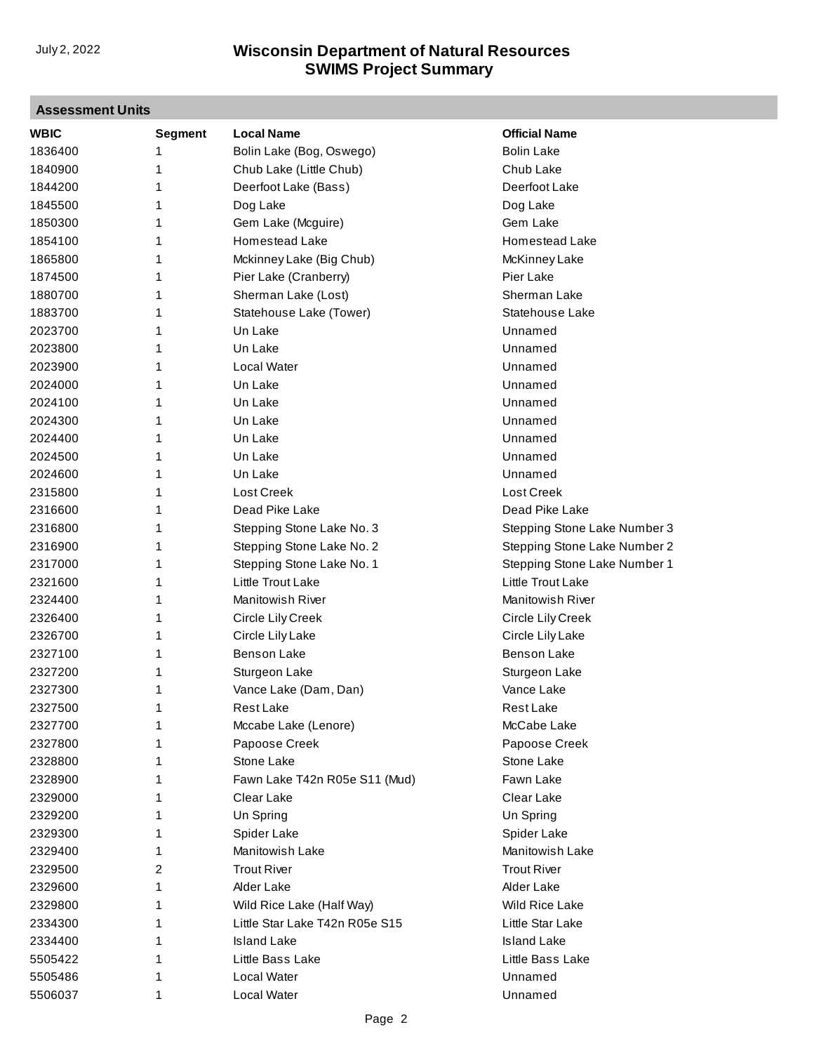## Assessment Units

| WBIC | Segment | Local Name | Official Name |
|---|---|---|---|
| 1836400 | 1 | Bolin Lake (Bog, Oswego) | Bolin Lake |
| 1840900 | 1 | Chub Lake (Little Chub) | Chub Lake |
| 1844200 | 1 | Deerfoot Lake (Bass) | Deerfoot Lake |
| 1845500 | 1 | Dog Lake | Dog Lake |
| 1850300 | 1 | Gem Lake (Mcguire) | Gem Lake |
| 1854100 | 1 | Homestead Lake | Homestead Lake |
| 1865800 | 1 | Mckinney Lake (Big Chub) | McKinney Lake |
| 1874500 | 1 | Pier Lake (Cranberry) | Pier Lake |
| 1880700 | 1 | Sherman Lake (Lost) | Sherman Lake |
| 1883700 | 1 | Statehouse Lake (Tower) | Statehouse Lake |
| 2023700 | 1 | Un Lake | Unnamed |
| 2023800 | 1 | Un Lake | Unnamed |
| 2023900 | 1 | Local Water | Unnamed |
| 2024000 | 1 | Un Lake | Unnamed |
| 2024100 | 1 | Un Lake | Unnamed |
| 2024300 | 1 | Un Lake | Unnamed |
| 2024400 | 1 | Un Lake | Unnamed |
| 2024500 | 1 | Un Lake | Unnamed |
| 2024600 | 1 | Un Lake | Unnamed |
| 2315800 | 1 | Lost Creek | Lost Creek |
| 2316600 | 1 | Dead Pike Lake | Dead Pike Lake |
| 2316800 | 1 | Stepping Stone Lake No. 3 | Stepping Stone Lake Number 3 |
| 2316900 | 1 | Stepping Stone Lake No. 2 | Stepping Stone Lake Number 2 |
| 2317000 | 1 | Stepping Stone Lake No. 1 | Stepping Stone Lake Number 1 |
| 2321600 | 1 | Little Trout Lake | Little Trout Lake |
| 2324400 | 1 | Manitowish River | Manitowish River |
| 2326400 | 1 | Circle Lily Creek | Circle Lily Creek |
| 2326700 | 1 | Circle Lily Lake | Circle Lily Lake |
| 2327100 | 1 | Benson Lake | Benson Lake |
| 2327200 | 1 | Sturgeon Lake | Sturgeon Lake |
| 2327300 | 1 | Vance Lake (Dam, Dan) | Vance Lake |
| 2327500 | 1 | Rest Lake | Rest Lake |
| 2327700 | 1 | Mccabe Lake (Lenore) | McCabe Lake |
| 2327800 | 1 | Papoose Creek | Papoose Creek |
| 2328800 | 1 | Stone Lake | Stone Lake |
| 2328900 | 1 | Fawn Lake T42n R05e S11 (Mud) | Fawn Lake |
| 2329000 | 1 | Clear Lake | Clear Lake |
| 2329200 | 1 | Un Spring | Un Spring |
| 2329300 | 1 | Spider Lake | Spider Lake |
| 2329400 | 1 | Manitowish Lake | Manitowish Lake |
| 2329500 | 2 | Trout River | Trout River |
| 2329600 | 1 | Alder Lake | Alder Lake |
| 2329800 | 1 | Wild Rice Lake (Half Way) | Wild Rice Lake |
| 2334300 | 1 | Little Star Lake T42n R05e S15 | Little Star Lake |
| 2334400 | 1 | Island Lake | Island Lake |
| 5505422 | 1 | Little Bass Lake | Little Bass Lake |
| 5505486 | 1 | Local Water | Unnamed |
| 5506037 | 1 | Local Water | Unnamed |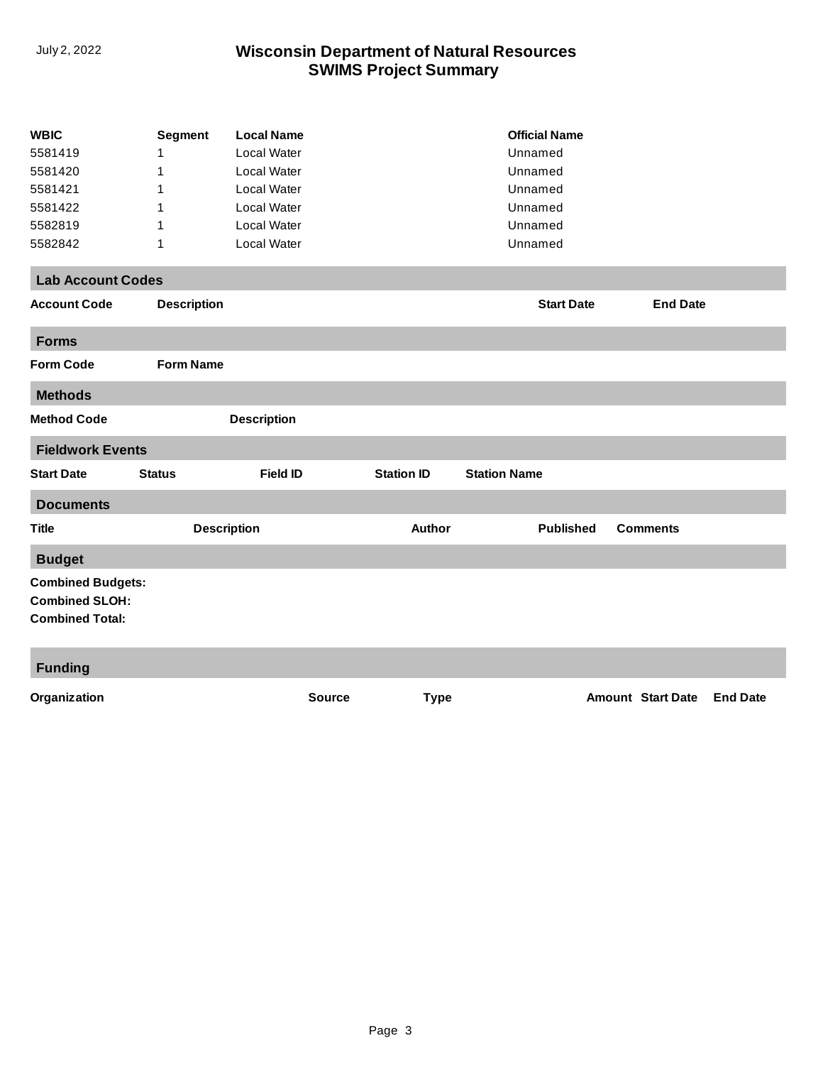# Wisconsin Department of Natural Resources
# SWIMS Project Summary

| WBIC | Segment | Local Name | Official Name |
|---|---|---|---|
| 5581419 | 1 | Local Water | Unnamed |
| 5581420 | 1 | Local Water | Unnamed |
| 5581421 | 1 | Local Water | Unnamed |
| 5581422 | 1 | Local Water | Unnamed |
| 5582819 | 1 | Local Water | Unnamed |
| 5582842 | 1 | Local Water | Unnamed |

## Lab Account Codes

| Account Code | Description | Start Date | End Date |
|---|---|---|---|

## Forms

| Form Code | Form Name |
|---|---|

## Methods

| Method Code | Description |
|---|---|

## Fieldwork Events

| Start Date | Status | Field ID | Station ID | Station Name |
|---|---|---|---|---|

## Documents

| Title | Description | Author | Published | Comments |
|---|---|---|---|---|

## Budget

**Combined Budgets:**

**Combined SLOH:**

**Combined Total:**

## Funding

| Organization | Source | Type | Amount | Start Date | End Date |
|---|---|---|---|---|---|